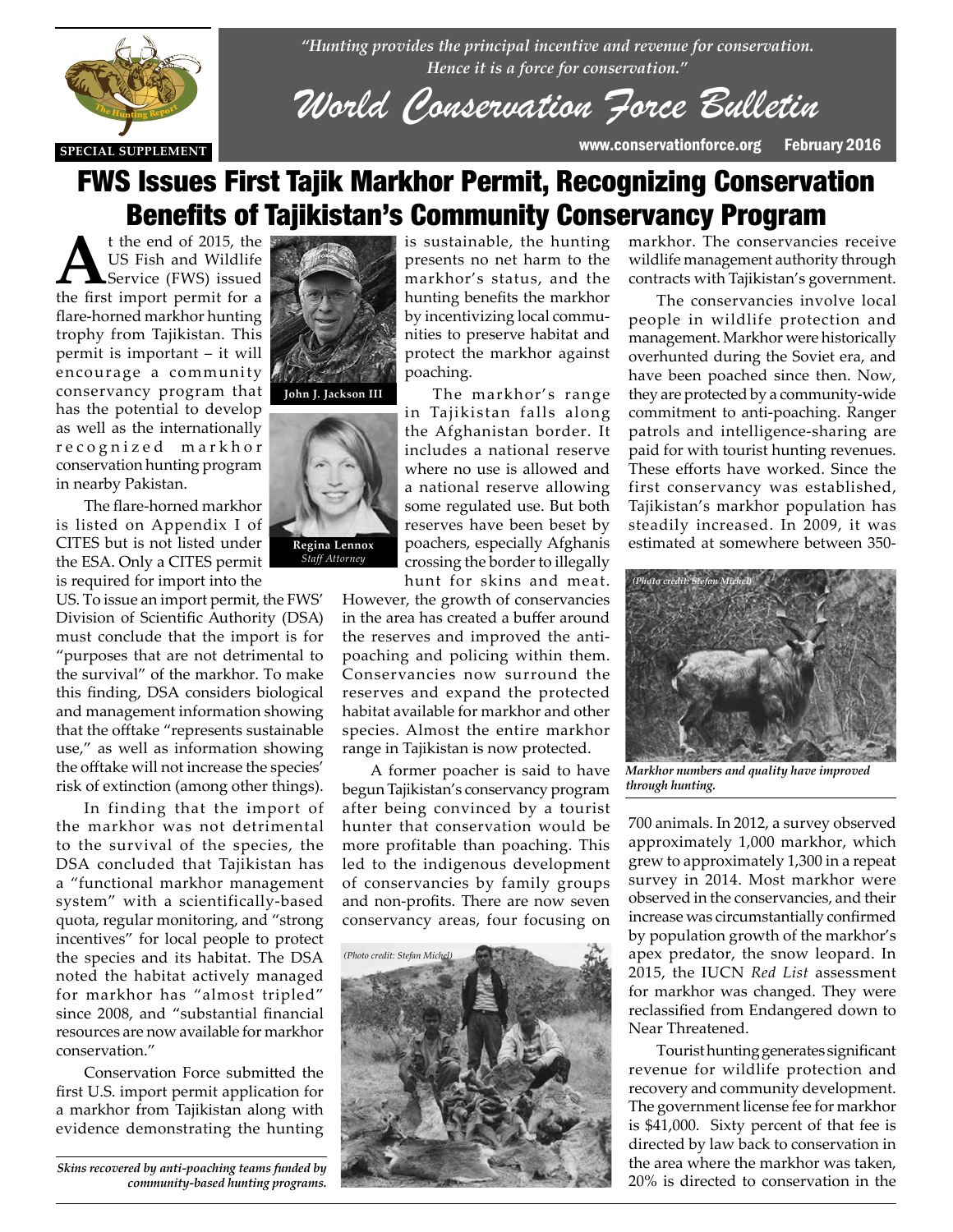*"Hunting provides the principal incentive and revenue for conservation. Hence it is a force for conservation."*

# World Conservation Force Bulletin

SPECIAL SUPPLEMENT

www.conservationforce.org February 2016

## FWS Issues First Tajik Markhor Permit, Recognizing Conservation Benefits of Tajikistan's Community Conservancy Program

John J. Jackson III

Regina Lennox
*Staff Attorney*

At the end of 2015, the US Fish and Wildlife Service (FWS) issued the first import permit for a flare-horned markhor hunting trophy from Tajikistan. This permit is important – it will encourage a community conservancy program that has the potential to develop as well as the internationally recognized markhor conservation hunting program in nearby Pakistan.

The flare-horned markhor is listed on Appendix I of CITES but is not listed under the ESA. Only a CITES permit is required for import into the US. To issue an import permit, the FWS' Division of Scientific Authority (DSA) must conclude that the import is for "purposes that are not detrimental to the survival" of the markhor. To make this finding, DSA considers biological and management information showing that the offtake "represents sustainable use," as well as information showing the offtake will not increase the species' risk of extinction (among other things).

In finding that the import of the markhor was not detrimental to the survival of the species, the DSA concluded that Tajikistan has a "functional markhor management system" with a scientifically-based quota, regular monitoring, and "strong incentives" for local people to protect the species and its habitat. The DSA noted the habitat actively managed for markhor has "almost tripled" since 2008, and "substantial financial resources are now available for markhor conservation."

Conservation Force submitted the first U.S. import permit application for a markhor from Tajikistan along with evidence demonstrating the hunting is sustainable, the hunting presents no net harm to the markhor's status, and the hunting benefits the markhor by incentivizing local communities to preserve habitat and protect the markhor against poaching.

*Skins recovered by anti-poaching teams funded by community-based hunting programs.*

The markhor's range in Tajikistan falls along the Afghanistan border. It includes a national reserve where no use is allowed and a national reserve allowing some regulated use. But both reserves have been beset by poachers, especially Afghanis crossing the border to illegally hunt for skins and meat. However, the growth of conservancies in the area has created a buffer around the reserves and improved the anti-poaching and policing within them. Conservancies now surround the reserves and expand the protected habitat available for markhor and other species. Almost the entire markhor range in Tajikistan is now protected.

A former poacher is said to have begun Tajikistan's conservancy program after being convinced by a tourist hunter that conservation would be more profitable than poaching. This led to the indigenous development of conservancies by family groups and non-profits. There are now seven conservancy areas, four focusing on markhor. The conservancies receive wildlife management authority through contracts with Tajikistan's government.

The conservancies involve local people in wildlife protection and management. Markhor were historically overhunted during the Soviet era, and have been poached since then. Now, they are protected by a community-wide commitment to anti-poaching. Ranger patrols and intelligence-sharing are paid for with tourist hunting revenues. These efforts have worked. Since the first conservancy was established, Tajikistan's markhor population has steadily increased. In 2009, it was estimated at somewhere between 350-700 animals. In 2012, a survey observed approximately 1,000 markhor, which grew to approximately 1,300 in a repeat survey in 2014. Most markhor were observed in the conservancies, and their increase was circumstantially confirmed by population growth of the markhor's apex predator, the snow leopard. In 2015, the IUCN *Red List* assessment for markhor was changed. They were reclassified from Endangered down to Near Threatened.

*Markhor numbers and quality have improved through hunting.*

Tourist hunting generates significant revenue for wildlife protection and recovery and community development. The government license fee for markhor is $41,000. Sixty percent of that fee is directed by law back to conservation in the area where the markhor was taken, 20% is directed to conservation in the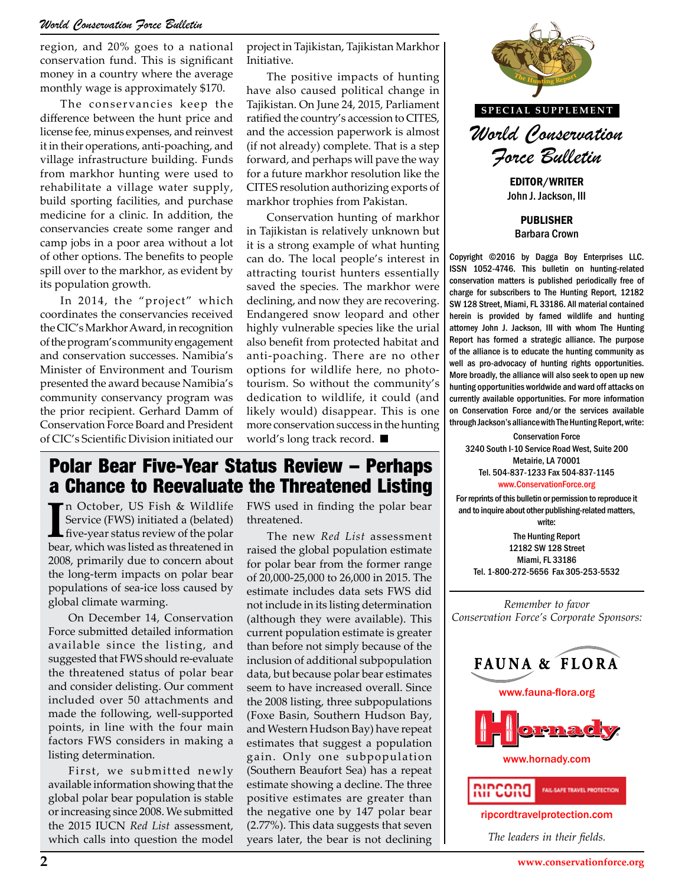region, and 20% goes to a national conservation fund. This is significant money in a country where the average monthly wage is approximately $170.

The conservancies keep the difference between the hunt price and license fee, minus expenses, and reinvest it in their operations, anti-poaching, and village infrastructure building. Funds from markhor hunting were used to rehabilitate a village water supply, build sporting facilities, and purchase medicine for a clinic. In addition, the conservancies create some ranger and camp jobs in a poor area without a lot of other options. The benefits to people spill over to the markhor, as evident by its population growth.

In 2014, the "project" which coordinates the conservancies received the CIC's Markhor Award, in recognition of the program's community engagement and conservation successes. Namibia's Minister of Environment and Tourism presented the award because Namibia's community conservancy program was the prior recipient. Gerhard Damm of Conservation Force Board and President of CIC's Scientific Division initiated our project in Tajikistan, Tajikistan Markhor Initiative.

The positive impacts of hunting have also caused political change in Tajikistan. On June 24, 2015, Parliament ratified the country's accession to CITES, and the accession paperwork is almost (if not already) complete. That is a step forward, and perhaps will pave the way for a future markhor resolution like the CITES resolution authorizing exports of markhor trophies from Pakistan.

Conservation hunting of markhor in Tajikistan is relatively unknown but it is a strong example of what hunting can do. The local people's interest in attracting tourist hunters essentially saved the species. The markhor were declining, and now they are recovering. Endangered snow leopard and other highly vulnerable species like the urial also benefit from protected habitat and anti-poaching. There are no other options for wildlife here, no photo-tourism. So without the community's dedication to wildlife, it could (and likely would) disappear. This is one more conservation success in the hunting world's long track record. ■

## Polar Bear Five-Year Status Review – Perhaps a Chance to Reevaluate the Threatened Listing

In October, US Fish & Wildlife Service (FWS) initiated a (belated) five-year status review of the polar bear, which was listed as threatened in 2008, primarily due to concern about the long-term impacts on polar bear populations of sea-ice loss caused by global climate warming.

On December 14, Conservation Force submitted detailed information available since the listing, and suggested that FWS should re-evaluate the threatened status of polar bear and consider delisting. Our comment included over 50 attachments and made the following, well-supported points, in line with the four main factors FWS considers in making a listing determination.

First, we submitted newly available information showing that the global polar bear population is stable or increasing since 2008. We submitted the 2015 IUCN *Red List* assessment, which calls into question the model FWS used in finding the polar bear threatened.

The new *Red List* assessment raised the global population estimate for polar bear from the former range of 20,000-25,000 to 26,000 in 2015. The estimate includes data sets FWS did not include in its listing determination (although they were available). This current population estimate is greater than before not simply because of the inclusion of additional subpopulation data, but because polar bear estimates seem to have increased overall. Since the 2008 listing, three subpopulations (Foxe Basin, Southern Hudson Bay, and Western Hudson Bay) have repeat estimates that suggest a population gain. Only one subpopulation (Southern Beaufort Sea) has a repeat estimate showing a decline. The three positive estimates are greater than the negative one by 147 polar bear (2.77%). This data suggests that seven years later, the bear is not declining

---

SPECIAL SUPPLEMENT

# *World Conservation Force Bulletin*

**EDITOR/WRITER**
John J. Jackson, III

**PUBLISHER**
Barbara Crown

Copyright ©2016 by Dagga Boy Enterprises LLC. ISSN 1052-4746. This bulletin on hunting-related conservation matters is published periodically free of charge for subscribers to The Hunting Report, 12182 SW 128 Street, Miami, FL 33186. All material contained herein is provided by famed wildlife and hunting attorney John J. Jackson, III with whom The Hunting Report has formed a strategic alliance. The purpose of the alliance is to educate the hunting community as well as pro-advocacy of hunting rights opportunities. More broadly, the alliance will also seek to open up new hunting opportunities worldwide and ward off attacks on currently available opportunities. For more information on Conservation Force and/or the services available through Jackson's alliance with The Hunting Report, write:

Conservation Force
3240 South I-10 Service Road West, Suite 200
Metairie, LA 70001
Tel. 504-837-1233 Fax 504-837-1145
www.ConservationForce.org

For reprints of this bulletin or permission to reproduce it and to inquire about other publishing-related matters, write:

The Hunting Report
12182 SW 128 Street
Miami, FL 33186
Tel. 1-800-272-5656 Fax 305-253-5532

*Remember to favor Conservation Force's Corporate Sponsors:*

FAUNA & FLORA
www.fauna-flora.org

Hornady
www.hornady.com

RIPCORD FAIL-SAFE TRAVEL PROTECTION
ripcordtravelprotection.com

*The leaders in their fields.*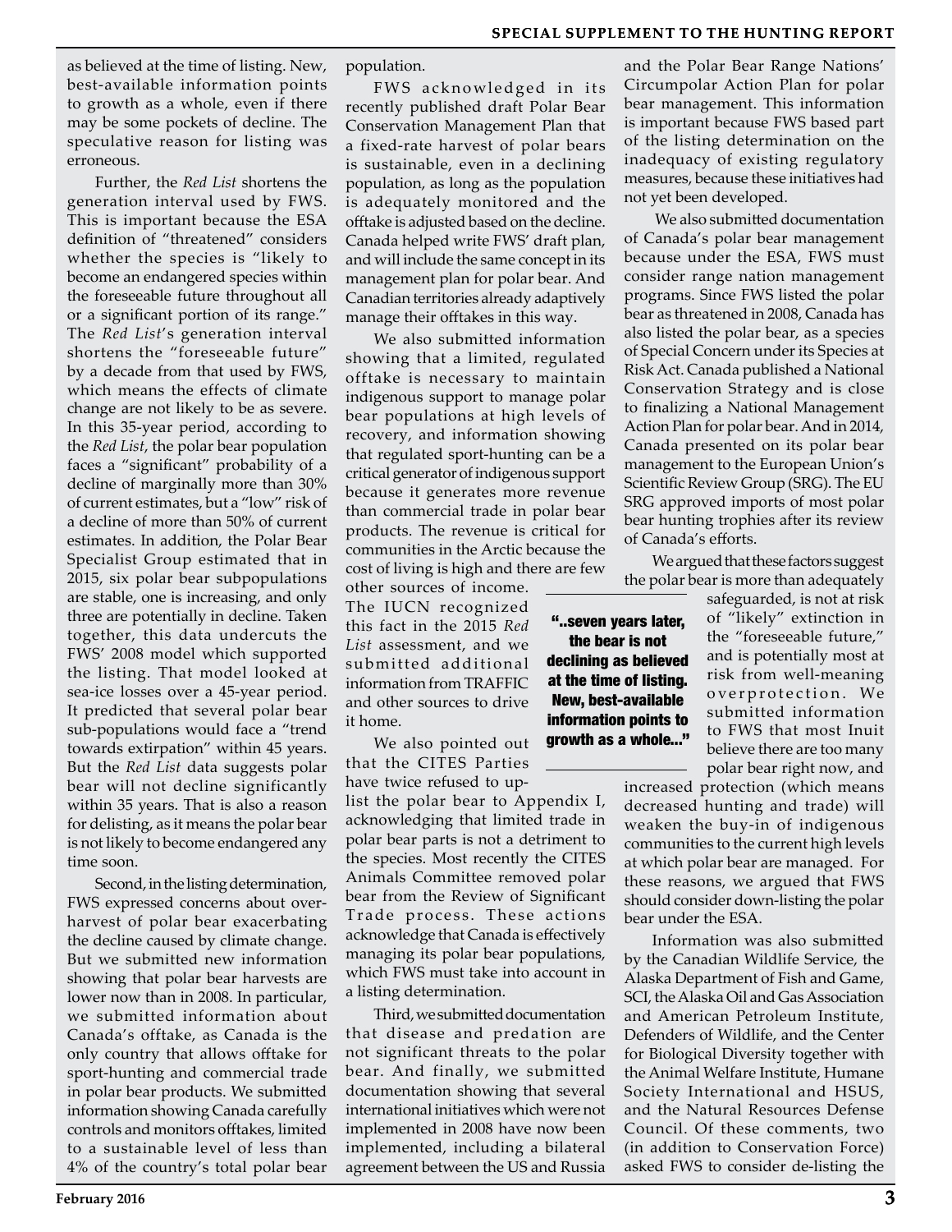as believed at the time of listing. New, best-available information points to growth as a whole, even if there may be some pockets of decline. The speculative reason for listing was erroneous.

Further, the *Red List* shortens the generation interval used by FWS. This is important because the ESA definition of "threatened" considers whether the species is "likely to become an endangered species within the foreseeable future throughout all or a significant portion of its range." The *Red List*'s generation interval shortens the "foreseeable future" by a decade from that used by FWS, which means the effects of climate change are not likely to be as severe. In this 35-year period, according to the *Red List*, the polar bear population faces a "significant" probability of a decline of marginally more than 30% of current estimates, but a "low" risk of a decline of more than 50% of current estimates. In addition, the Polar Bear Specialist Group estimated that in 2015, six polar bear subpopulations are stable, one is increasing, and only three are potentially in decline. Taken together, this data undercuts the FWS' 2008 model which supported the listing. That model looked at sea-ice losses over a 45-year period. It predicted that several polar bear sub-populations would face a "trend towards extirpation" within 45 years. But the *Red List* data suggests polar bear will not decline significantly within 35 years. That is also a reason for delisting, as it means the polar bear is not likely to become endangered any time soon.

Second, in the listing determination, FWS expressed concerns about over-harvest of polar bear exacerbating the decline caused by climate change. But we submitted new information showing that polar bear harvests are lower now than in 2008. In particular, we submitted information about Canada's offtake, as Canada is the only country that allows offtake for sport-hunting and commercial trade in polar bear products. We submitted information showing Canada carefully controls and monitors offtakes, limited to a sustainable level of less than 4% of the country's total polar bear population.

FWS acknowledged in its recently published draft Polar Bear Conservation Management Plan that a fixed-rate harvest of polar bears is sustainable, even in a declining population, as long as the population is adequately monitored and the offtake is adjusted based on the decline. Canada helped write FWS' draft plan, and will include the same concept in its management plan for polar bear. And Canadian territories already adaptively manage their offtakes in this way.

We also submitted information showing that a limited, regulated offtake is necessary to maintain indigenous support to manage polar bear populations at high levels of recovery, and information showing that regulated sport-hunting can be a critical generator of indigenous support because it generates more revenue than commercial trade in polar bear products. The revenue is critical for communities in the Arctic because the cost of living is high and there are few other sources of income. The IUCN recognized this fact in the 2015 *Red List* assessment, and we submitted additional information from TRAFFIC and other sources to drive it home.

We also pointed out that the CITES Parties have twice refused to up-list the polar bear to Appendix I, acknowledging that limited trade in polar bear parts is not a detriment to the species. Most recently the CITES Animals Committee removed polar bear from the Review of Significant Trade process. These actions acknowledge that Canada is effectively managing its polar bear populations, which FWS must take into account in a listing determination.

Third, we submitted documentation that disease and predation are not significant threats to the polar bear. And finally, we submitted documentation showing that several international initiatives which were not implemented in 2008 have now been implemented, including a bilateral agreement between the US and Russia and the Polar Bear Range Nations' Circumpolar Action Plan for polar bear management. This information is important because FWS based part of the listing determination on the inadequacy of existing regulatory measures, because these initiatives had not yet been developed.

We also submitted documentation of Canada's polar bear management because under the ESA, FWS must consider range nation management programs. Since FWS listed the polar bear as threatened in 2008, Canada has also listed the polar bear, as a species of Special Concern under its Species at Risk Act. Canada published a National Conservation Strategy and is close to finalizing a National Management Action Plan for polar bear. And in 2014, Canada presented on its polar bear management to the European Union's Scientific Review Group (SRG). The EU SRG approved imports of most polar bear hunting trophies after its review of Canada's efforts.

We argued that these factors suggest the polar bear is more than adequately safeguarded, is not at risk of "likely" extinction in the "foreseeable future," and is potentially most at risk from well-meaning overprotection. We submitted information to FWS that most Inuit believe there are too many polar bear right now, and increased protection (which means decreased hunting and trade) will weaken the buy-in of indigenous communities to the current high levels at which polar bear are managed. For these reasons, we argued that FWS should consider down-listing the polar bear under the ESA.

**"..seven years later, the bear is not declining as believed at the time of listing. New, best-available information points to growth as a whole..."**

Information was also submitted by the Canadian Wildlife Service, the Alaska Department of Fish and Game, SCI, the Alaska Oil and Gas Association and American Petroleum Institute, Defenders of Wildlife, and the Center for Biological Diversity together with the Animal Welfare Institute, Humane Society International and HSUS, and the Natural Resources Defense Council. Of these comments, two (in addition to Conservation Force) asked FWS to consider de-listing the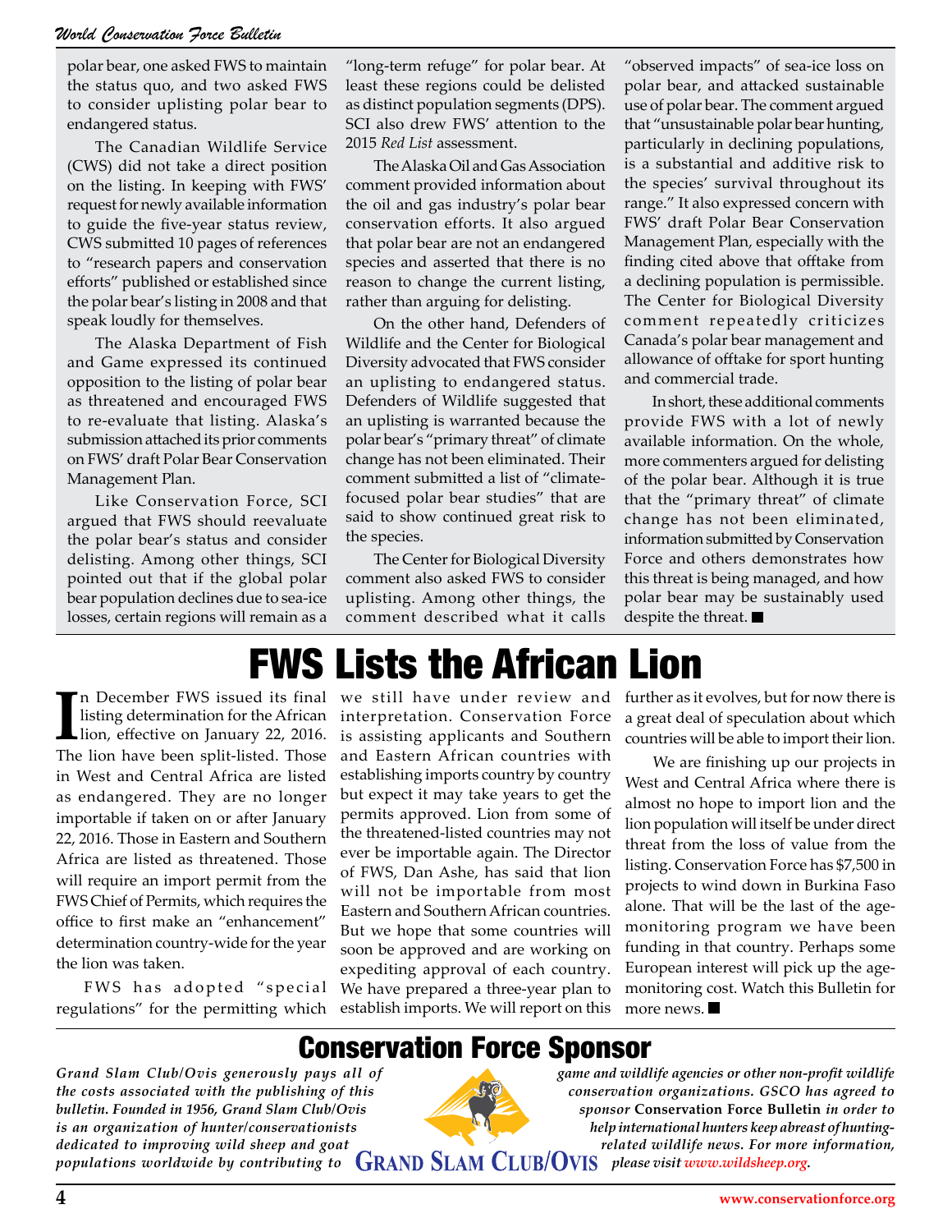polar bear, one asked FWS to maintain the status quo, and two asked FWS to consider uplisting polar bear to endangered status.

The Canadian Wildlife Service (CWS) did not take a direct position on the listing. In keeping with FWS' request for newly available information to guide the five-year status review, CWS submitted 10 pages of references to "research papers and conservation efforts" published or established since the polar bear's listing in 2008 and that speak loudly for themselves.

The Alaska Department of Fish and Game expressed its continued opposition to the listing of polar bear as threatened and encouraged FWS to re-evaluate that listing. Alaska's submission attached its prior comments on FWS' draft Polar Bear Conservation Management Plan.

Like Conservation Force, SCI argued that FWS should reevaluate the polar bear's status and consider delisting. Among other things, SCI pointed out that if the global polar bear population declines due to sea-ice losses, certain regions will remain as a "long-term refuge" for polar bear. At least these regions could be delisted as distinct population segments (DPS). SCI also drew FWS' attention to the 2015 *Red List* assessment.

The Alaska Oil and Gas Association comment provided information about the oil and gas industry's polar bear conservation efforts. It also argued that polar bear are not an endangered species and asserted that there is no reason to change the current listing, rather than arguing for delisting.

On the other hand, Defenders of Wildlife and the Center for Biological Diversity advocated that FWS consider an uplisting to endangered status. Defenders of Wildlife suggested that an uplisting is warranted because the polar bear's "primary threat" of climate change has not been eliminated. Their comment submitted a list of "climate-focused polar bear studies" that are said to show continued great risk to the species.

The Center for Biological Diversity comment also asked FWS to consider uplisting. Among other things, the comment described what it calls "observed impacts" of sea-ice loss on polar bear, and attacked sustainable use of polar bear. The comment argued that "unsustainable polar bear hunting, particularly in declining populations, is a substantial and additive risk to the species' survival throughout its range." It also expressed concern with FWS' draft Polar Bear Conservation Management Plan, especially with the finding cited above that offtake from a declining population is permissible. The Center for Biological Diversity comment repeatedly criticizes Canada's polar bear management and allowance of offtake for sport hunting and commercial trade.

In short, these additional comments provide FWS with a lot of newly available information. On the whole, more commenters argued for delisting of the polar bear. Although it is true that the "primary threat" of climate change has not been eliminated, information submitted by Conservation Force and others demonstrates how this threat is being managed, and how polar bear may be sustainably used despite the threat. ■

# FWS Lists the African Lion

In December FWS issued its final listing determination for the African lion, effective on January 22, 2016. The lion have been split-listed. Those in West and Central Africa are listed as endangered. They are no longer importable if taken on or after January 22, 2016. Those in Eastern and Southern Africa are listed as threatened. Those will require an import permit from the FWS Chief of Permits, which requires the office to first make an "enhancement" determination country-wide for the year the lion was taken.

FWS has adopted "special regulations" for the permitting which we still have under review and interpretation. Conservation Force is assisting applicants and Southern and Eastern African countries with establishing imports country by country but expect it may take years to get the permits approved. Lion from some of the threatened-listed countries may not ever be importable again. The Director of FWS, Dan Ashe, has said that lion will not be importable from most Eastern and Southern African countries. But we hope that some countries will soon be approved and are working on expediting approval of each country. We have prepared a three-year plan to establish imports. We will report on this further as it evolves, but for now there is a great deal of speculation about which countries will be able to import their lion.

We are finishing up our projects in West and Central Africa where there is almost no hope to import lion and the lion population will itself be under direct threat from the loss of value from the listing. Conservation Force has $7,500 in projects to wind down in Burkina Faso alone. That will be the last of the age-monitoring program we have been funding in that country. Perhaps some European interest will pick up the age-monitoring cost. Watch this Bulletin for more news. ■

## Conservation Force Sponsor

*Grand Slam Club/Ovis generously pays all of the costs associated with the publishing of this bulletin. Founded in 1956, Grand Slam Club/Ovis is an organization of hunter/conservationists dedicated to improving wild sheep and goat populations worldwide by contributing to game and wildlife agencies or other non-profit wildlife conservation organizations. GSCO has agreed to sponsor* ***Conservation Force Bulletin*** *in order to help international hunters keep abreast of hunting-related wildlife news. For more information, please visit www.wildsheep.org.*

GRAND SLAM CLUB/OVIS